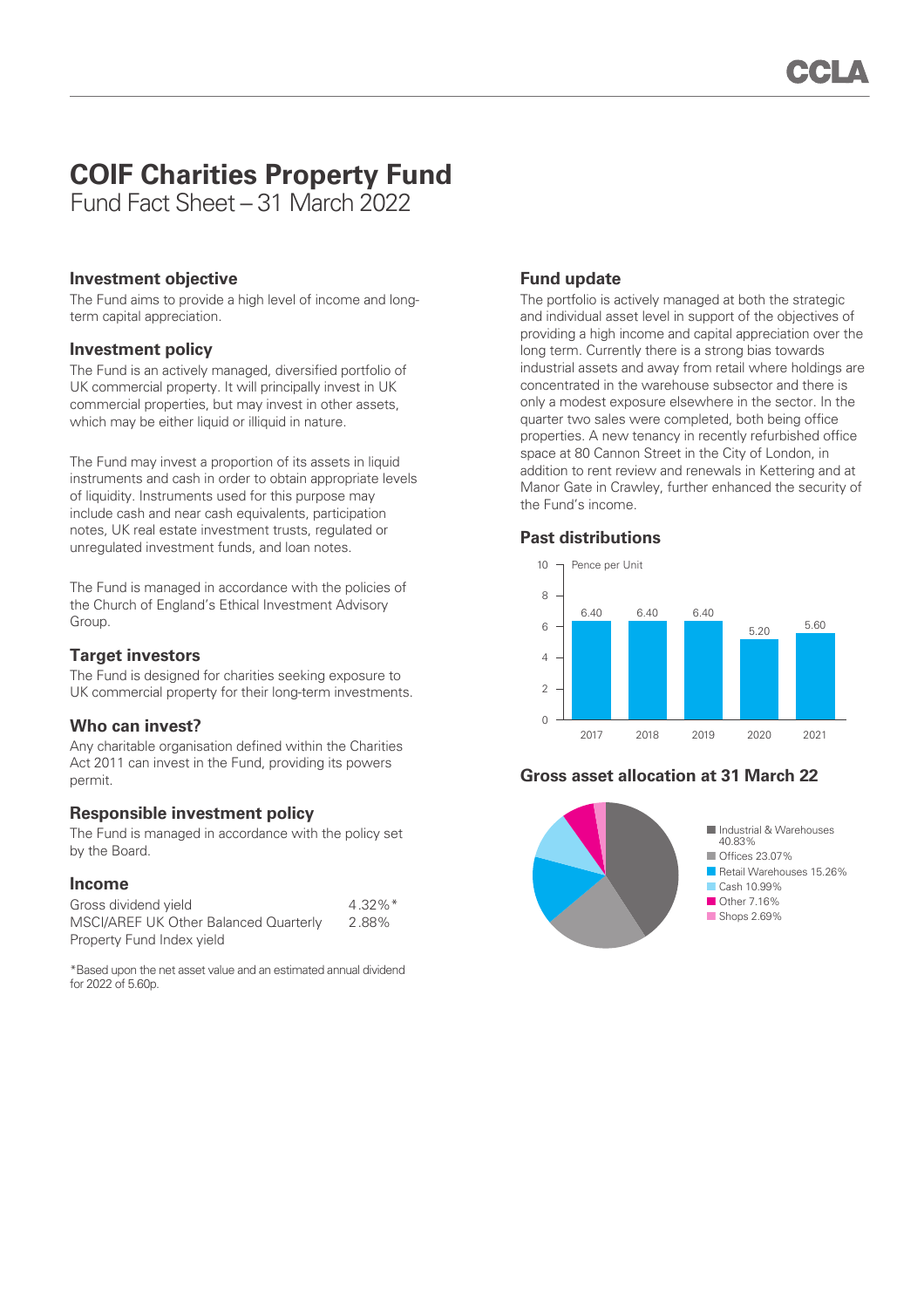# COIF Charities Property Fund

Fund Fact Sheet – 31 March 2022

## Investment objective

The Fund aims to provide a high level of income and long-term capital appreciation.

## Investment policy

The Fund is an actively managed, diversified portfolio of UK commercial property. It will principally invest in UK commercial properties, but may invest in other assets, which may be either liquid or illiquid in nature.

The Fund may invest a proportion of its assets in liquid instruments and cash in order to obtain appropriate levels of liquidity. Instruments used for this purpose may include cash and near cash equivalents, participation notes, UK real estate investment trusts, regulated or unregulated investment funds, and loan notes.

The Fund is managed in accordance with the policies of the Church of England's Ethical Investment Advisory Group.

## Target investors

The Fund is designed for charities seeking exposure to UK commercial property for their long-term investments.

## Who can invest?

Any charitable organisation defined within the Charities Act 2011 can invest in the Fund, providing its powers permit.

## Responsible investment policy

The Fund is managed in accordance with the policy set by the Board.

## Income

| | |
|---|---|
| Gross dividend yield | 4.32%* |
| MSCI/AREF UK Other Balanced Quarterly Property Fund Index yield | 2.88% |

*Based upon the net asset value and an estimated annual dividend for 2022 of 5.60p.

## Fund update

The portfolio is actively managed at both the strategic and individual asset level in support of the objectives of providing a high income and capital appreciation over the long term. Currently there is a strong bias towards industrial assets and away from retail where holdings are concentrated in the warehouse subsector and there is only a modest exposure elsewhere in the sector. In the quarter two sales were completed, both being office properties. A new tenancy in recently refurbished office space at 80 Cannon Street in the City of London, in addition to rent review and renewals in Kettering and at Manor Gate in Crawley, further enhanced the security of the Fund's income.

## Past distributions

Pence per Unit

| Year | Pence per Unit |
|---|---|
| 2017 | 6.40 |
| 2018 | 6.40 |
| 2019 | 6.40 |
| 2020 | 5.20 |
| 2021 | 5.60 |

## Gross asset allocation at 31 March 22

| Sector | Allocation |
|---|---|
| Industrial & Warehouses | 40.83% |
| Offices | 23.07% |
| Retail Warehouses | 15.26% |
| Cash | 10.99% |
| Other | 7.16% |
| Shops | 2.69% |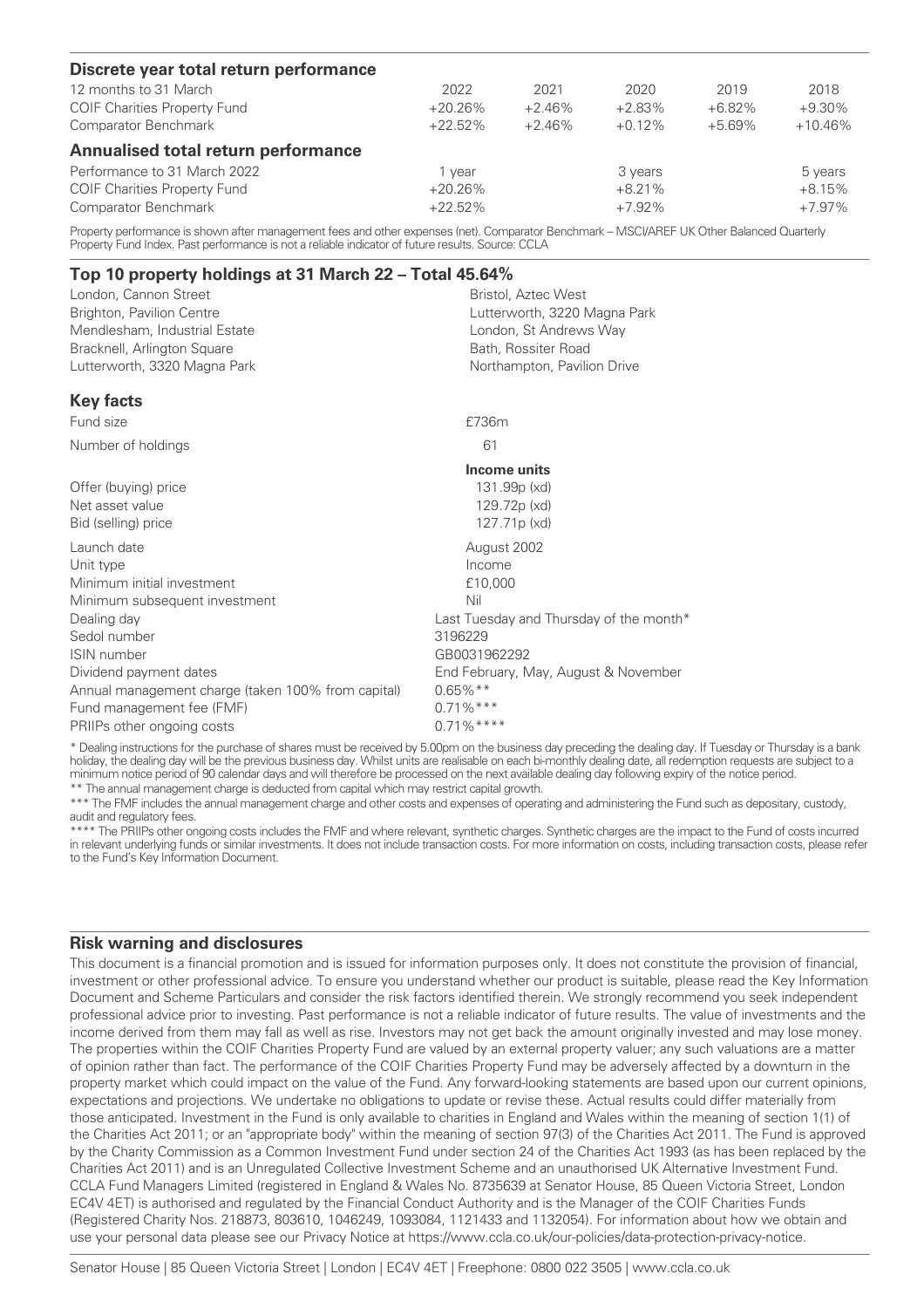## Discrete year total return performance

| 12 months to 31 March | 2022 | 2021 | 2020 | 2019 | 2018 |
| --- | --- | --- | --- | --- | --- |
| COIF Charities Property Fund | +20.26% | +2.46% | +2.83% | +6.82% | +9.30% |
| Comparator Benchmark | +22.52% | +2.46% | +0.12% | +5.69% | +10.46% |

## Annualised total return performance

| Performance to 31 March 2022 | 1 year | 3 years | 5 years |
| --- | --- | --- | --- |
| COIF Charities Property Fund | +20.26% | +8.21% | +8.15% |
| Comparator Benchmark | +22.52% | +7.92% | +7.97% |

Property performance is shown after management fees and other expenses (net). Comparator Benchmark – MSCI/AREF UK Other Balanced Quarterly Property Fund Index. Past performance is not a reliable indicator of future results. Source: CCLA

## Top 10 property holdings at 31 March 22 – Total 45.64%

- London, Cannon Street
- Brighton, Pavilion Centre
- Mendlesham, Industrial Estate
- Bracknell, Arlington Square
- Lutterworth, 3320 Magna Park
- Bristol, Aztec West
- Lutterworth, 3220 Magna Park
- London, St Andrews Way
- Bath, Rossiter Road
- Northampton, Pavilion Drive

## Key facts

| | |
| --- | --- |
| Fund size | £736m |
| Number of holdings | 61 |
| | **Income units** |
| Offer (buying) price | 131.99p (xd) |
| Net asset value | 129.72p (xd) |
| Bid (selling) price | 127.71p (xd) |
| Launch date | August 2002 |
| Unit type | Income |
| Minimum initial investment | £10,000 |
| Minimum subsequent investment | Nil |
| Dealing day | Last Tuesday and Thursday of the month* |
| Sedol number | 3196229 |
| ISIN number | GB0031962292 |
| Dividend payment dates | End February, May, August & November |
| Annual management charge (taken 100% from capital) | 0.65%** |
| Fund management fee (FMF) | 0.71%*** |
| PRIIPs other ongoing costs | 0.71%**** |

* Dealing instructions for the purchase of shares must be received by 5.00pm on the business day preceding the dealing day. If Tuesday or Thursday is a bank holiday, the dealing day will be the previous business day. Whilst units are realisable on each bi-monthly dealing date, all redemption requests are subject to a minimum notice period of 90 calendar days and will therefore be processed on the next available dealing day following expiry of the notice period.

** The annual management charge is deducted from capital which may restrict capital growth.

*** The FMF includes the annual management charge and other costs and expenses of operating and administering the Fund such as depositary, custody, audit and regulatory fees.

**** The PRIIPs other ongoing costs includes the FMF and where relevant, synthetic charges. Synthetic charges are the impact to the Fund of costs incurred in relevant underlying funds or similar investments. It does not include transaction costs. For more information on costs, including transaction costs, please refer to the Fund's Key Information Document.

## Risk warning and disclosures

This document is a financial promotion and is issued for information purposes only. It does not constitute the provision of financial, investment or other professional advice. To ensure you understand whether our product is suitable, please read the Key Information Document and Scheme Particulars and consider the risk factors identified therein. We strongly recommend you seek independent professional advice prior to investing. Past performance is not a reliable indicator of future results. The value of investments and the income derived from them may fall as well as rise. Investors may not get back the amount originally invested and may lose money. The properties within the COIF Charities Property Fund are valued by an external property valuer; any such valuations are a matter of opinion rather than fact. The performance of the COIF Charities Property Fund may be adversely affected by a downturn in the property market which could impact on the value of the Fund. Any forward-looking statements are based upon our current opinions, expectations and projections. We undertake no obligations to update or revise these. Actual results could differ materially from those anticipated. Investment in the Fund is only available to charities in England and Wales within the meaning of section 1(1) of the Charities Act 2011; or an "appropriate body" within the meaning of section 97(3) of the Charities Act 2011. The Fund is approved by the Charity Commission as a Common Investment Fund under section 24 of the Charities Act 1993 (as has been replaced by the Charities Act 2011) and is an Unregulated Collective Investment Scheme and an unauthorised UK Alternative Investment Fund. CCLA Fund Managers Limited (registered in England & Wales No. 8735639 at Senator House, 85 Queen Victoria Street, London EC4V 4ET) is authorised and regulated by the Financial Conduct Authority and is the Manager of the COIF Charities Funds (Registered Charity Nos. 218873, 803610, 1046249, 1093084, 1121433 and 1132054). For information about how we obtain and use your personal data please see our Privacy Notice at https://www.ccla.co.uk/our-policies/data-protection-privacy-notice.

Senator House | 85 Queen Victoria Street | London | EC4V 4ET | Freephone: 0800 022 3505 | www.ccla.co.uk